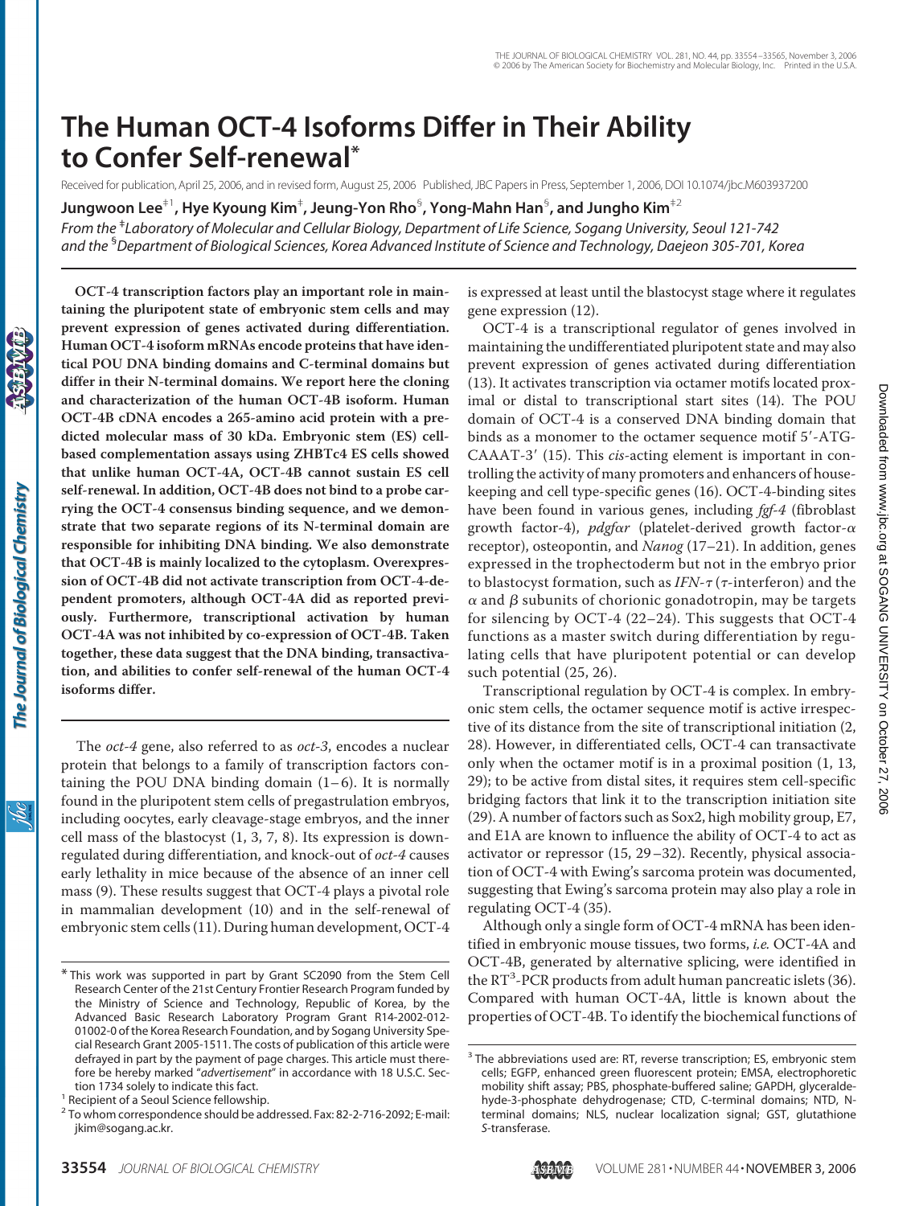# The Human OCT-4 Isoforms Differ in Their Ability to Confer Self-renewal*

Received for publication, April 25, 2006, and in revised form, August 25, 2006 Published, JBC Papers in Press, September 1, 2006, DOI 10.1074/jbc.M603937200

**Jungwoon Lee[‡1], Hye Kyoung Kim[‡], Jeung-Yon Rho[§], Yong-Mahn Han[§], and Jungho Kim[‡2]**

*From the [‡]Laboratory of Molecular and Cellular Biology, Department of Life Science, Sogang University, Seoul 121-742 and the [§]Department of Biological Sciences, Korea Advanced Institute of Science and Technology, Daejeon 305-701, Korea*

**OCT-4 transcription factors play an important role in maintaining the pluripotent state of embryonic stem cells and may prevent expression of genes activated during differentiation. Human OCT-4 isoform mRNAs encode proteins that have identical POU DNA binding domains and C-terminal domains but differ in their N-terminal domains. We report here the cloning and characterization of the human OCT-4B isoform. Human OCT-4B cDNA encodes a 265-amino acid protein with a predicted molecular mass of 30 kDa. Embryonic stem (ES) cell-based complementation assays using ZHBTc4 ES cells showed that unlike human OCT-4A, OCT-4B cannot sustain ES cell self-renewal. In addition, OCT-4B does not bind to a probe carrying the OCT-4 consensus binding sequence, and we demonstrate that two separate regions of its N-terminal domain are responsible for inhibiting DNA binding. We also demonstrate that OCT-4B is mainly localized to the cytoplasm. Overexpression of OCT-4B did not activate transcription from OCT-4-dependent promoters, although OCT-4A did as reported previously. Furthermore, transcriptional activation by human OCT-4A was not inhibited by co-expression of OCT-4B. Taken together, these data suggest that the DNA binding, transactivation, and abilities to confer self-renewal of the human OCT-4 isoforms differ.**

The *oct-4* gene, also referred to as *oct-3*, encodes a nuclear protein that belongs to a family of transcription factors containing the POU DNA binding domain (1–6). It is normally found in the pluripotent stem cells of pregastrulation embryos, including oocytes, early cleavage-stage embryos, and the inner cell mass of the blastocyst (1, 3, 7, 8). Its expression is down-regulated during differentiation, and knock-out of *oct-4* causes early lethality in mice because of the absence of an inner cell mass (9). These results suggest that OCT-4 plays a pivotal role in mammalian development (10) and in the self-renewal of embryonic stem cells (11). During human development, OCT-4 is expressed at least until the blastocyst stage where it regulates gene expression (12).

OCT-4 is a transcriptional regulator of genes involved in maintaining the undifferentiated pluripotent state and may also prevent expression of genes activated during differentiation (13). It activates transcription via octamer motifs located proximal or distal to transcriptional start sites (14). The POU domain of OCT-4 is a conserved DNA binding domain that binds as a monomer to the octamer sequence motif 5′-ATG-CAAAT-3′ (15). This *cis*-acting element is important in controlling the activity of many promoters and enhancers of housekeeping and cell type-specific genes (16). OCT-4-binding sites have been found in various genes, including *fgf-4* (fibroblast growth factor-4), *pdgfαr* (platelet-derived growth factor-α receptor), osteopontin, and *Nanog* (17–21). In addition, genes expressed in the trophectoderm but not in the embryo prior to blastocyst formation, such as *IFN-τ* (τ-interferon) and the α and β subunits of chorionic gonadotropin, may be targets for silencing by OCT-4 (22–24). This suggests that OCT-4 functions as a master switch during differentiation by regulating cells that have pluripotent potential or can develop such potential (25, 26).

Transcriptional regulation by OCT-4 is complex. In embryonic stem cells, the octamer sequence motif is active irrespective of its distance from the site of transcriptional initiation (2, 28). However, in differentiated cells, OCT-4 can transactivate only when the octamer motif is in a proximal position (1, 13, 29); to be active from distal sites, it requires stem cell-specific bridging factors that link it to the transcription initiation site (29). A number of factors such as Sox2, high mobility group, E7, and E1A are known to influence the ability of OCT-4 to act as activator or repressor (15, 29–32). Recently, physical association of OCT-4 with Ewing's sarcoma protein was documented, suggesting that Ewing's sarcoma protein may also play a role in regulating OCT-4 (35).

Although only a single form of OCT-4 mRNA has been identified in embryonic mouse tissues, two forms, *i.e.* OCT-4A and OCT-4B, generated by alternative splicing, were identified in the RT[3]-PCR products from adult human pancreatic islets (36). Compared with human OCT-4A, little is known about the properties of OCT-4B. To identify the biochemical functions of

---

* This work was supported in part by Grant SC2090 from the Stem Cell Research Center of the 21st Century Frontier Research Program funded by the Ministry of Science and Technology, Republic of Korea, by the Advanced Basic Research Laboratory Program Grant R14-2002-012-01002-0 of the Korea Research Foundation, and by Sogang University Special Research Grant 2005-1511. The costs of publication of this article were defrayed in part by the payment of page charges. This article must therefore be hereby marked "*advertisement*" in accordance with 18 U.S.C. Section 1734 solely to indicate this fact.

[1] Recipient of a Seoul Science fellowship.

[2] To whom correspondence should be addressed. Fax: 82-2-716-2092; E-mail: jkim@sogang.ac.kr.

[3] The abbreviations used are: RT, reverse transcription; ES, embryonic stem cells; EGFP, enhanced green fluorescent protein; EMSA, electrophoretic mobility shift assay; PBS, phosphate-buffered saline; GAPDH, glyceraldehyde-3-phosphate dehydrogenase; CTD, C-terminal domains; NTD, N-terminal domains; NLS, nuclear localization signal; GST, glutathione S-transferase.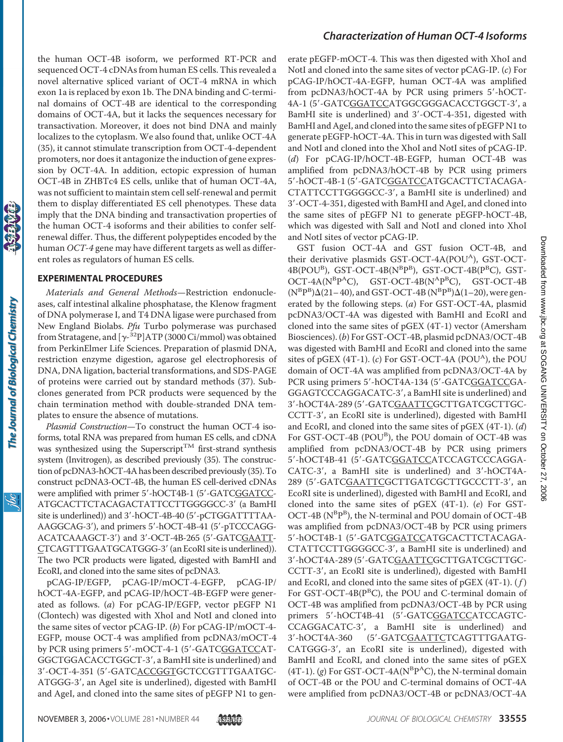the human OCT-4B isoform, we performed RT-PCR and sequenced OCT-4 cDNAs from human ES cells. This revealed a novel alternative spliced variant of OCT-4 mRNA in which exon 1a is replaced by exon 1b. The DNA binding and C-terminal domains of OCT-4B are identical to the corresponding domains of OCT-4A, but it lacks the sequences necessary for transactivation. Moreover, it does not bind DNA and mainly localizes to the cytoplasm. We also found that, unlike OCT-4A (35), it cannot stimulate transcription from OCT-4-dependent promoters, nor does it antagonize the induction of gene expression by OCT-4A. In addition, ectopic expression of human OCT-4B in ZHBTc4 ES cells, unlike that of human OCT-4A, was not sufficient to maintain stem cell self-renewal and permit them to display differentiated ES cell phenotypes. These data imply that the DNA binding and transactivation properties of the human OCT-4 isoforms and their abilities to confer self-renewal differ. Thus, the different polypeptides encoded by the human *OCT-4* gene may have different targets as well as different roles as regulators of human ES cells.

## EXPERIMENTAL PROCEDURES

*Materials and General Methods*—Restriction endonucleases, calf intestinal alkaline phosphatase, the Klenow fragment of DNA polymerase I, and T4 DNA ligase were purchased from New England Biolabs. *Pfu* Turbo polymerase was purchased from Stratagene, and [$\gamma$-$^{32}$P]ATP (3000 Ci/mmol) was obtained from PerkinElmer Life Sciences. Preparation of plasmid DNA, restriction enzyme digestion, agarose gel electrophoresis of DNA, DNA ligation, bacterial transformations, and SDS-PAGE of proteins were carried out by standard methods (37). Subclones generated from PCR products were sequenced by the chain termination method with double-stranded DNA templates to ensure the absence of mutations.

*Plasmid Construction*—To construct the human OCT-4 isoforms, total RNA was prepared from human ES cells, and cDNA was synthesized using the Superscript™ first-strand synthesis system (Invitrogen), as described previously (35). The construction of pcDNA3-hOCT-4A has been described previously (35). To construct pcDNA3-OCT-4B, the human ES cell-derived cDNAs were amplified with primer 5′-hOCT4B-1 (5′-GATCGGATCCATGCACTTCTACAGACTATTCCTTGGGGCC-3′ (a BamHI site is underlined)) and 3′-hOCT-4B-40 (5′-pCTGGATTTTAAAAGGCAG-3′), and primers 5′-hOCT-4B-41 (5′-pTCCCAGGACATCAAAGCT-3′) and 3′-OCT-4B-265 (5′-GATCGAATTCTCAGTTTGAATGCATGGG-3′ (an EcoRI site is underlined)). The two PCR products were ligated, digested with BamHI and EcoRI, and cloned into the same sites of pcDNA3.

pCAG-IP/EGFP, pCAG-IP/mOCT-4-EGFP, pCAG-IP/hOCT-4A-EGFP, and pCAG-IP/hOCT-4B-EGFP were generated as follows. (*a*) For pCAG-IP/EGFP, vector pEGFP N1 (Clontech) was digested with XhoI and NotI and cloned into the same sites of vector pCAG-IP. (*b*) For pCAG-IP/mOCT-4-EGFP, mouse OCT-4 was amplified from pcDNA3/mOCT-4 by PCR using primers 5′-mOCT-4-1 (5′-GATCGGATCCATGGCTGGACACCTGGCT-3′, a BamHI site is underlined) and 3′-OCT-4-351 (5′-GATCACCGGTGCTCCGTTTGAATGCATGGG-3′, an AgeI site is underlined), digested with BamHI and AgeI, and cloned into the same sites of pEGFP N1 to generate pEGFP-mOCT-4. This was then digested with XhoI and NotI and cloned into the same sites of vector pCAG-IP. (*c*) For pCAG-IP/hOCT-4A-EGFP, human OCT-4A was amplified from pcDNA3/hOCT-4A by PCR using primers 5′-hOCT-4A-1 (5′-GATCGGATCCATGGCGGGACACCTGGCT-3′, a BamHI site is underlined) and 3′-OCT-4-351, digested with BamHI and AgeI, and cloned into the same sites of pEGFP N1 to generate pEGFP-hOCT-4A. This in turn was digested with SalI and NotI and cloned into the XhoI and NotI sites of pCAG-IP. (*d*) For pCAG-IP/hOCT-4B-EGFP, human OCT-4B was amplified from pcDNA3/hOCT-4B by PCR using primers 5′-hOCT-4B-1 (5′-GATCGGATCCATGCACTTCTACAGACTATTCCTTGGGGCC-3′, a BamHI site is underlined) and 3′-OCT-4-351, digested with BamHI and AgeI, and cloned into the same sites of pEGFP N1 to generate pEGFP-hOCT-4B, which was digested with SalI and NotI and cloned into XhoI and NotI sites of vector pCAG-IP.

GST fusion OCT-4A and GST fusion OCT-4B, and their derivative plasmids GST-OCT-4A(POU$^A$), GST-OCT-4B(POU$^B$), GST-OCT-4B(N$^B$P$^B$), GST-OCT-4B(P$^B$C), GST-OCT-4A(N$^B$P$^A$C), GST-OCT-4B(N$^A$P$^B$C), GST-OCT-4B (N$^B$P$^B$)Δ(21–40), and GST-OCT-4B (N$^B$P$^B$)Δ(1–20), were generated by the following steps. (*a*) For GST-OCT-4A, plasmid pcDNA3/OCT-4A was digested with BamHI and EcoRI and cloned into the same sites of pGEX (4T-1) vector (Amersham Biosciences). (*b*) For GST-OCT-4B, plasmid pcDNA3/OCT-4B was digested with BamHI and EcoRI and cloned into the same sites of pGEX (4T-1). (*c*) For GST-OCT-4A (POU$^A$), the POU domain of OCT-4A was amplified from pcDNA3/OCT-4A by PCR using primers 5′-hOCT4A-134 (5′-GATCGGATCCGAGGAGTCCCAGGACATC-3′, a BamHI site is underlined) and 3′-hOCT4A-289 (5′-GATCGAATTCGCTTGATCGCTTGCCCTT-3′, an EcoRI site is underlined), digested with BamHI and EcoRI, and cloned into the same sites of pGEX (4T-1). (*d*) For GST-OCT-4B (POU$^B$), the POU domain of OCT-4B was amplified from pcDNA3/OCT-4B by PCR using primers 5′-hOCT4B-41 (5′-GATCGGATCCATCCAGTCCCAGGACATC-3′, a BamHI site is underlined) and 3′-hOCT4A-289 (5′-GATCGAATTCGCTTGATCGCTTGCCCTT-3′, an EcoRI site is underlined), digested with BamHI and EcoRI, and cloned into the same sites of pGEX (4T-1). (*e*) For GST-OCT-4B (N$^B$P$^B$), the N-terminal and POU domain of OCT-4B was amplified from pcDNA3/OCT-4B by PCR using primers 5′-hOCT4B-1 (5′-GATCGGATCCATGCACTTCTACAGACTATTCCTTGGGGCC-3′, a BamHI site is underlined) and 3′-hOCT4A-289 (5′-GATCGAATTCGCTTGATCGCTTGCCCTT-3′, an EcoRI site is underlined), digested with BamHI and EcoRI, and cloned into the same sites of pGEX (4T-1). (*f*) For GST-OCT-4B(P$^B$C), the POU and C-terminal domain of OCT-4B was amplified from pcDNA3/OCT-4B by PCR using primers 5′-hOCT4B-41 (5′-GATCGGATCCATCCAGTCCCAGGACATC-3′, a BamHI site is underlined) and 3′-hOCT4A-360 (5′-GATCGAATTCTCAGTTTGAATGCATGGG-3′, an EcoRI site is underlined), digested with BamHI and EcoRI, and cloned into the same sites of pGEX (4T-1). (*g*) For GST-OCT-4A(N$^B$P$^A$C), the N-terminal domain of OCT-4B or the POU and C-terminal domains of OCT-4A were amplified from pcDNA3/OCT-4B or pcDNA3/OCT-4A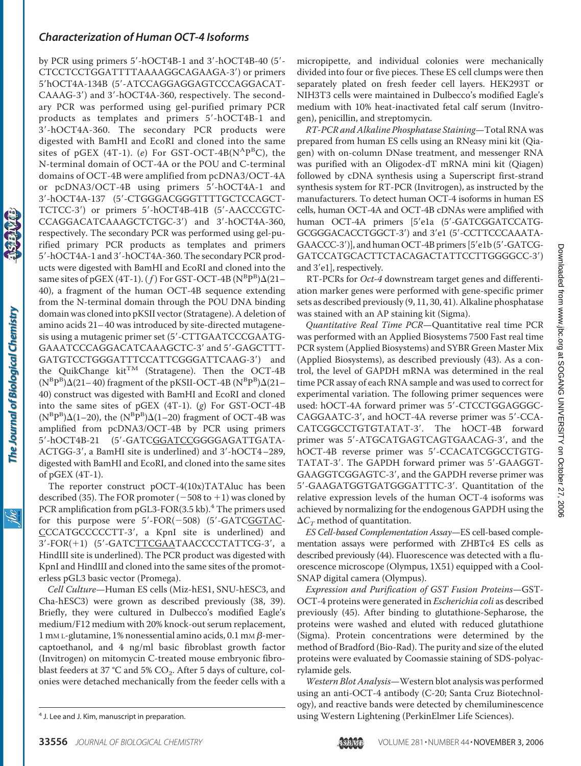by PCR using primers 5′-hOCT4B-1 and 3′-hOCT4B-40 (5′-CTCCTCCTGGATTTTAAAAGGCAGAAGA-3′) or primers 5′hOCT4A-134B (5′-ATCCAGGAGGAGTCCCAGGACATCAAAG-3′) and 3′-hOCT4A-360, respectively. The secondary PCR was performed using gel-purified primary PCR products as templates and primers 5′-hOCT4B-1 and 3′-hOCT4A-360. The secondary PCR products were digested with BamHI and EcoRI and cloned into the same sites of pGEX (4T-1). (*e*) For GST-OCT-4B($N^AP^BC$), the N-terminal domain of OCT-4A or the POU and C-terminal domains of OCT-4B were amplified from pcDNA3/OCT-4A or pcDNA3/OCT-4B using primers 5′-hOCT4A-1 and 3′-hOCT4A-137 (5′-CTGGGACGGGTTTGCTCCAGCTTCTCC-3′) or primers 5′-hOCT4B-41B (5′-AACCCGTCCCAGGACATCAAAGCTCTGC-3′) and 3′-hOCT4A-360, respectively. The secondary PCR was performed using gel-purified primary PCR products as templates and primers 5′-hOCT4A-1 and 3′-hOCT4A-360. The secondary PCR products were digested with BamHI and EcoRI and cloned into the same sites of pGEX (4T-1). (*f*) For GST-OCT-4B ($N^BP^B$)Δ(21–40), a fragment of the human OCT-4B sequence extending from the N-terminal domain through the POU DNA binding domain was cloned into pKSII vector (Stratagene). A deletion of amino acids 21–40 was introduced by site-directed mutagenesis using a mutagenic primer set (5′-CTTGAATCCCGAATGGAAATCCCAGGACATCAAAGCTC-3′ and 5′-GAGCTTTGATGTCCTGGGATTTCCATTCGGGATTCAAG-3′) and the QuikChange kit™ (Stratagene). Then the OCT-4B ($N^BP^B$)Δ(21–40) fragment of the pKSII-OCT-4B ($N^BP^B$)Δ(21–40) construct was digested with BamHI and EcoRI and cloned into the same sites of pGEX (4T-1). (*g*) For GST-OCT-4B ($N^BP^B$)Δ(1–20), the ($N^BP^B$)Δ(1–20) fragment of OCT-4B was amplified from pcDNA3/OCT-4B by PCR using primers 5′-hOCT4B-21 (5′-GATCGGATCCGGGGAGATTGATAACTGG-3′, a BamHI site is underlined) and 3′-hOCT4–289, digested with BamHI and EcoRI, and cloned into the same sites of pGEX (4T-1).

The reporter construct pOCT-4(10x)TATAluc has been described (35). The FOR promoter (−508 to +1) was cloned by PCR amplification from pGL3-FOR(3.5 kb).[4] The primers used for this purpose were 5′-FOR(−508) (5′-GATCGGTACCCCATGCCCCCTT-3′, a KpnI site is underlined) and 3′-FOR(+1) (5′-GATCTTCGAATAACCCCTATTCG-3′, a HindIII site is underlined). The PCR product was digested with KpnI and HindIII and cloned into the same sites of the promoterless pGL3 basic vector (Promega).

*Cell Culture*—Human ES cells (Miz-hES1, SNU-hESC3, and Cha-hESC3) were grown as described previously (38, 39). Briefly, they were cultured in Dulbecco's modified Eagle's medium/F12 medium with 20% knock-out serum replacement, 1 mM L-glutamine, 1% nonessential amino acids, 0.1 mM β-mercaptoethanol, and 4 ng/ml basic fibroblast growth factor (Invitrogen) on mitomycin C-treated mouse embryonic fibroblast feeders at 37 °C and 5% $CO_2$. After 5 days of culture, colonies were detached mechanically from the feeder cells with a micropipette, and individual colonies were mechanically divided into four or five pieces. These ES cell clumps were then separately plated on fresh feeder cell layers. HEK293T or NIH3T3 cells were maintained in Dulbecco's modified Eagle's medium with 10% heat-inactivated fetal calf serum (Invitrogen), penicillin, and streptomycin.

*RT-PCR and Alkaline Phosphatase Staining*—Total RNA was prepared from human ES cells using an RNeasy mini kit (Qiagen) with on-column DNase treatment, and messenger RNA was purified with an Oligodex-dT mRNA mini kit (Qiagen) followed by cDNA synthesis using a Superscript first-strand synthesis system for RT-PCR (Invitrogen), as instructed by the manufacturers. To detect human OCT-4 isoforms in human ES cells, human OCT-4A and OCT-4B cDNAs were amplified with human OCT-4A primers [5′e1a (5′-GATCGGATCCATGGCGGGACACCTGGCT-3′) and 3′e1 (5′-CCTTCCCAAATAGAACCC-3′)], and human OCT-4B primers [5′e1b (5′-GATCGGATCCATGCACTTCTACAGACTATTCCTTGGGGCC-3′) and 3′e1], respectively.

RT-PCRs for *Oct-4* downstream target genes and differentiation marker genes were performed with gene-specific primer sets as described previously (9, 11, 30, 41). Alkaline phosphatase was stained with an AP staining kit (Sigma).

*Quantitative Real Time PCR*—Quantitative real time PCR was performed with an Applied Biosystems 7500 Fast real time PCR system (Applied Biosystems) and SYBR Green Master Mix (Applied Biosystems), as described previously (43). As a control, the level of GAPDH mRNA was determined in the real time PCR assay of each RNA sample and was used to correct for experimental variation. The following primer sequences were used: hOCT-4A forward primer was 5′-CTCCTGGAGGGCCAGGAATC-3′, and hOCT-4A reverse primer was 5′-CCACATCGGCCTGTGTATAT-3′. The hOCT-4B forward primer was 5′-ATGCATGAGTCAGTGAACAG-3′, and the hOCT-4B reverse primer was 5′-CCACATCGGCCTGTGTATAT-3′. The GAPDH forward primer was 5′-GAAGGTGAAGGTCGGAGTC-3′, and the GAPDH reverse primer was 5′-GAAGATGGTGATGGGATTTC-3′. Quantitation of the relative expression levels of the human OCT-4 isoforms was achieved by normalizing for the endogenous GAPDH using the $\Delta C_T$ method of quantitation.

*ES Cell-based Complementation Assay*—ES cell-based complementation assays were performed with ZHBTc4 ES cells as described previously (44). Fluorescence was detected with a fluorescence microscope (Olympus, 1X51) equipped with a CoolSNAP digital camera (Olympus).

*Expression and Purification of GST Fusion Proteins*—GST-OCT-4 proteins were generated in *Escherichia coli* as described previously (45). After binding to glutathione-Sepharose, the proteins were washed and eluted with reduced glutathione (Sigma). Protein concentrations were determined by the method of Bradford (Bio-Rad). The purity and size of the eluted proteins were evaluated by Coomassie staining of SDS-polyacrylamide gels.

*Western Blot Analysis*—Western blot analysis was performed using an anti-OCT-4 antibody (C-20; Santa Cruz Biotechnology), and reactive bands were detected by chemiluminescence using Western Lightening (PerkinElmer Life Sciences).

[4] J. Lee and J. Kim, manuscript in preparation.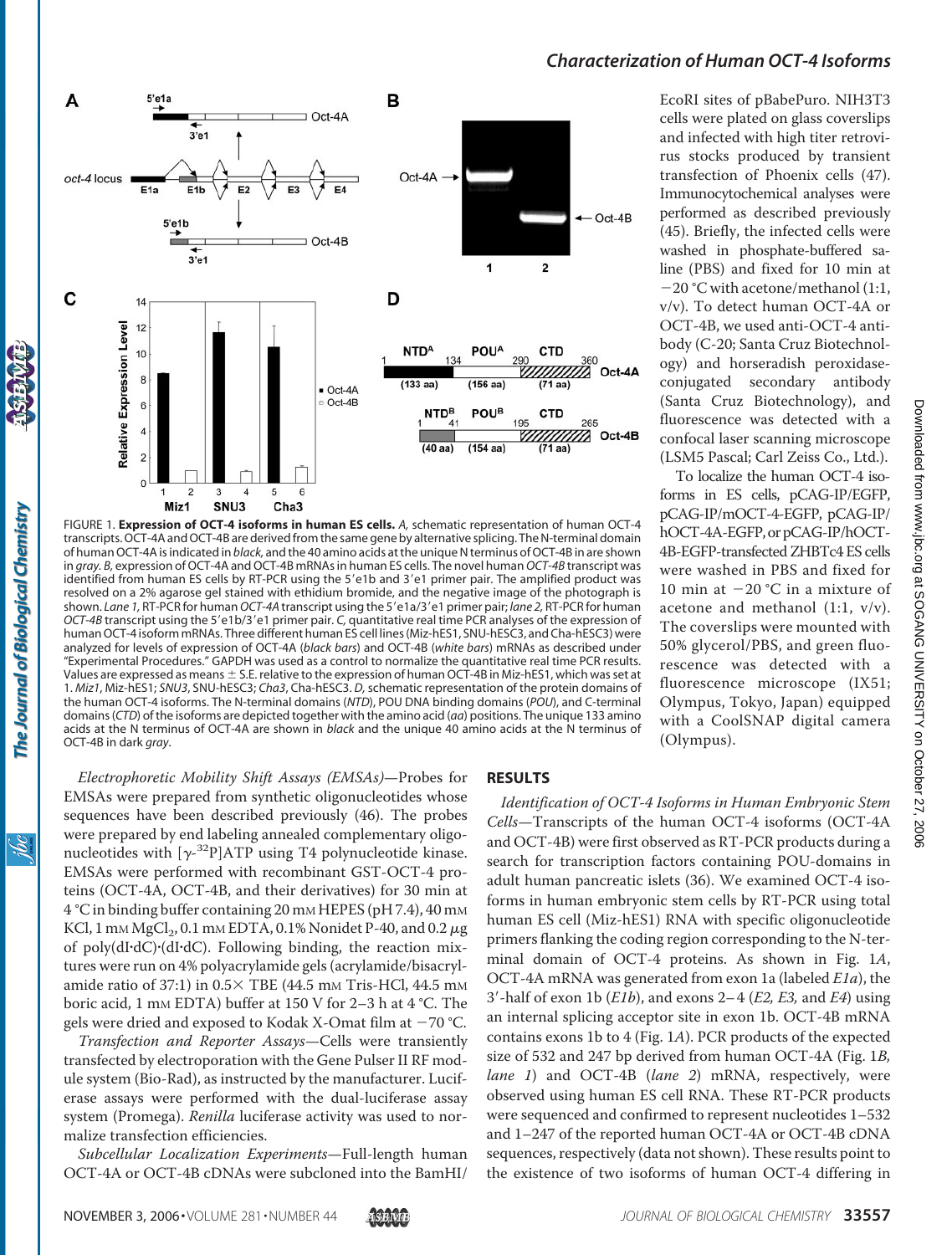FIGURE 1. **Expression of OCT-4 isoforms in human ES cells.** *A*, schematic representation of human OCT-4 transcripts. OCT-4A and OCT-4B are derived from the same gene by alternative splicing. The N-terminal domain of human OCT-4A is indicated in *black*, and the 40 amino acids at the unique N terminus of OCT-4B in are shown in *gray*. *B*, expression of OCT-4A and OCT-4B mRNAs in human ES cells. The novel human *OCT-4B* transcript was identified from human ES cells by RT-PCR using the 5′e1b and 3′e1 primer pair. The amplified product was resolved on a 2% agarose gel stained with ethidium bromide, and the negative image of the photograph is shown. *Lane 1*, RT-PCR for human *OCT-4A* transcript using the 5′e1a/3′e1 primer pair; *lane 2*, RT-PCR for human *OCT-4B* transcript using the 5′e1b/3′e1 primer pair. *C*, quantitative real time PCR analyses of the expression of human OCT-4 isoform mRNAs. Three different human ES cell lines (Miz-hES1, SNU-hESC3, and Cha-hESC3) were analyzed for levels of expression of OCT-4A (*black bars*) and OCT-4B (*white bars*) mRNAs as described under "Experimental Procedures." GAPDH was used as a control to normalize the quantitative real time PCR results. Values are expressed as means ± S.E. relative to the expression of human OCT-4B in Miz-hES1, which was set at 1. *Miz1*, Miz-hES1; *SNU3*, SNU-hESC3; *Cha3*, Cha-hESC3. *D*, schematic representation of the protein domains of the human OCT-4 isoforms. The N-terminal domains (*NTD*), POU DNA binding domains (*POU*), and C-terminal domains (*CTD*) of the isoforms are depicted together with the amino acid (*aa*) positions. The unique 133 amino acids at the N terminus of OCT-4A are shown in *black* and the unique 40 amino acids at the N terminus of OCT-4B in dark *gray*.

*Electrophoretic Mobility Shift Assays (EMSAs)*—Probes for EMSAs were prepared from synthetic oligonucleotides whose sequences have been described previously (46). The probes were prepared by end labeling annealed complementary oligonucleotides with [$\gamma$-$^{32}$P]ATP using T4 polynucleotide kinase. EMSAs were performed with recombinant GST-OCT-4 proteins (OCT-4A, OCT-4B, and their derivatives) for 30 min at 4 °C in binding buffer containing 20 mM HEPES (pH 7.4), 40 mM KCl, 1 mM $MgCl_2$, 0.1 mM EDTA, 0.1% Nonidet P-40, and 0.2 μg of poly(dI·dC)·(dI·dC). Following binding, the reaction mixtures were run on 4% polyacrylamide gels (acrylamide/bisacrylamide ratio of 37:1) in 0.5× TBE (44.5 mM Tris-HCl, 44.5 mM boric acid, 1 mM EDTA) buffer at 150 V for 2–3 h at 4 °C. The gels were dried and exposed to Kodak X-Omat film at −70 °C.

*Transfection and Reporter Assays*—Cells were transiently transfected by electroporation with the Gene Pulser II RF module system (Bio-Rad), as instructed by the manufacturer. Luciferase assays were performed with the dual-luciferase assay system (Promega). *Renilla* luciferase activity was used to normalize transfection efficiencies.

*Subcellular Localization Experiments*—Full-length human OCT-4A or OCT-4B cDNAs were subcloned into the BamHI/EcoRI sites of pBabePuro. NIH3T3 cells were plated on glass coverslips and infected with high titer retrovirus stocks produced by transient transfection of Phoenix cells (47). Immunocytochemical analyses were performed as described previously (45). Briefly, the infected cells were washed in phosphate-buffered saline (PBS) and fixed for 10 min at −20 °C with acetone/methanol (1:1, v/v). To detect human OCT-4A or OCT-4B, we used anti-OCT-4 antibody (C-20; Santa Cruz Biotechnology) and horseradish peroxidase-conjugated secondary antibody (Santa Cruz Biotechnology), and fluorescence was detected with a confocal laser scanning microscope (LSM5 Pascal; Carl Zeiss Co., Ltd.).

To localize the human OCT-4 isoforms in ES cells, pCAG-IP/EGFP, pCAG-IP/mOCT-4-EGFP, pCAG-IP/hOCT-4A-EGFP, or pCAG-IP/hOCT-4B-EGFP-transfected ZHBTc4 ES cells were washed in PBS and fixed for 10 min at −20 °C in a mixture of acetone and methanol (1:1, v/v). The coverslips were mounted with 50% glycerol/PBS, and green fluorescence was detected with a fluorescence microscope (IX51; Olympus, Tokyo, Japan) equipped with a CoolSNAP digital camera (Olympus).

## RESULTS

*Identification of OCT-4 Isoforms in Human Embryonic Stem Cells*—Transcripts of the human OCT-4 isoforms (OCT-4A and OCT-4B) were first observed as RT-PCR products during a search for transcription factors containing POU-domains in adult human pancreatic islets (36). We examined OCT-4 isoforms in human embryonic stem cells by RT-PCR using total human ES cell (Miz-hES1) RNA with specific oligonucleotide primers flanking the coding region corresponding to the N-terminal domain of OCT-4 proteins. As shown in Fig. 1*A*, OCT-4A mRNA was generated from exon 1a (labeled *E1a*), the 3′-half of exon 1b (*E1b*), and exons 2–4 (*E2, E3,* and *E4*) using an internal splicing acceptor site in exon 1b. OCT-4B mRNA contains exons 1b to 4 (Fig. 1*A*). PCR products of the expected size of 532 and 247 bp derived from human OCT-4A (Fig. 1*B*, *lane 1*) and OCT-4B (*lane 2*) mRNA, respectively, were observed using human ES cell RNA. These RT-PCR products were sequenced and confirmed to represent nucleotides 1–532 and 1–247 of the reported human OCT-4A or OCT-4B cDNA sequences, respectively (data not shown). These results point to the existence of two isoforms of human OCT-4 differing in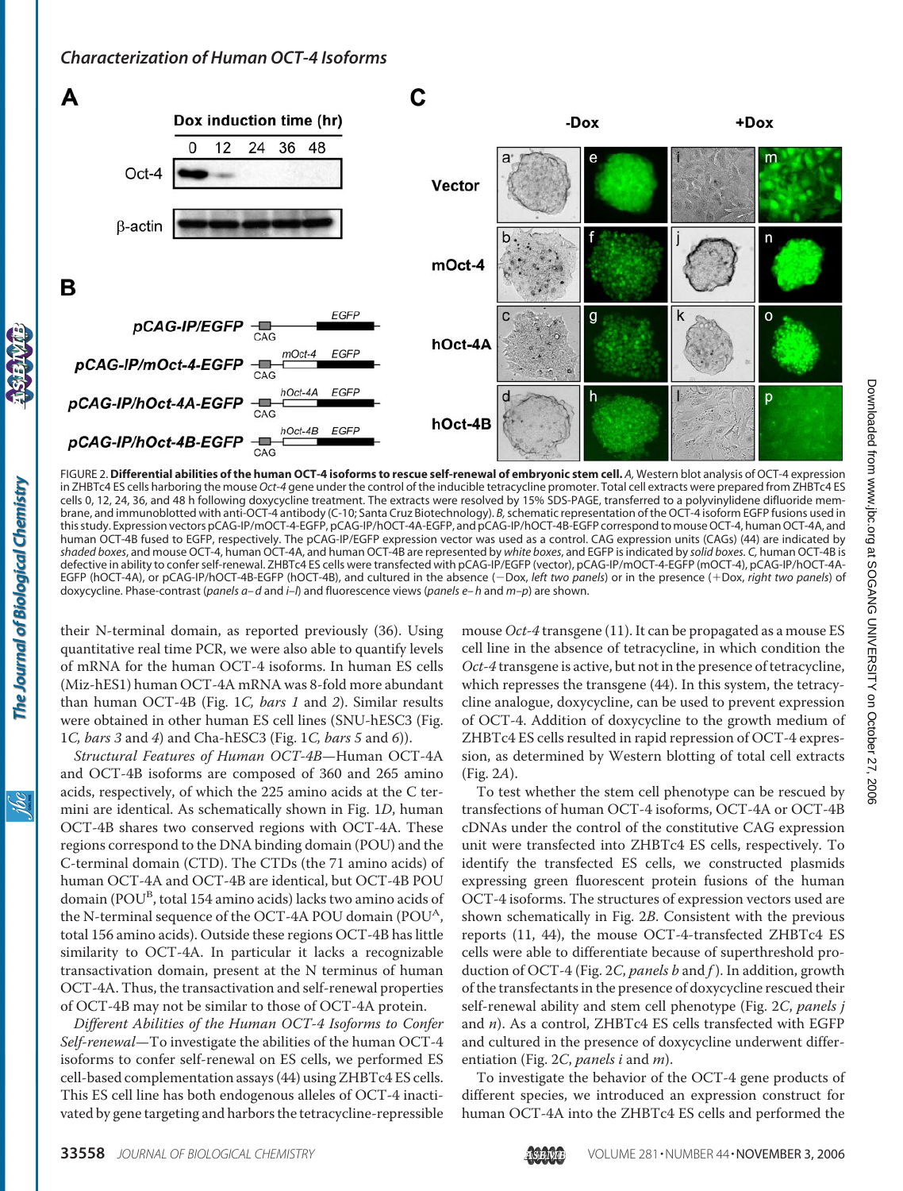FIGURE 2. **Differential abilities of the human OCT-4 isoforms to rescue self-renewal of embryonic stem cell.** *A*, Western blot analysis of OCT-4 expression in ZHBTc4 ES cells harboring the mouse *Oct-4* gene under the control of the inducible tetracycline promoter. Total cell extracts were prepared from ZHBTc4 ES cells 0, 12, 24, 36, and 48 h following doxycycline treatment. The extracts were resolved by 15% SDS-PAGE, transferred to a polyvinylidene difluoride membrane, and immunoblotted with anti-OCT-4 antibody (C-10; Santa Cruz Biotechnology). *B*, schematic representation of the OCT-4 isoform EGFP fusions used in this study. Expression vectors pCAG-IP/mOCT-4-EGFP, pCAG-IP/hOCT-4A-EGFP, and pCAG-IP/hOCT-4B-EGFP correspond to mouse OCT-4, human OCT-4A, and human OCT-4B fused to EGFP, respectively. The pCAG-IP/EGFP expression vector was used as a control. CAG expression units (CAGs) (44) are indicated by *shaded boxes*, and mouse OCT-4, human OCT-4A, and human OCT-4B are represented by *white boxes*, and EGFP is indicated by *solid boxes*. *C*, human OCT-4B is defective in ability to confer self-renewal. ZHBTc4 ES cells were transfected with pCAG-IP/EGFP (vector), pCAG-IP/mOCT-4-EGFP (mOCT-4), pCAG-IP/hOCT-4A-EGFP (hOCT-4A), or pCAG-IP/hOCT-4B-EGFP (hOCT-4B), and cultured in the absence (−Dox, *left two panels*) or in the presence (+Dox, *right two panels*) of doxycycline. Phase-contrast (*panels a–d* and *i–l*) and fluorescence views (*panels e–h* and *m–p*) are shown.

their N-terminal domain, as reported previously (36). Using quantitative real time PCR, we were also able to quantify levels of mRNA for the human OCT-4 isoforms. In human ES cells (Miz-hES1) human OCT-4A mRNA was 8-fold more abundant than human OCT-4B (Fig. 1*C, bars 1* and *2*). Similar results were obtained in other human ES cell lines (SNU-hESC3 (Fig. 1*C, bars 3* and *4*) and Cha-hESC3 (Fig. 1*C, bars 5* and *6*)).

*Structural Features of Human OCT-4B*—Human OCT-4A and OCT-4B isoforms are composed of 360 and 265 amino acids, respectively, of which the 225 amino acids at the C termini are identical. As schematically shown in Fig. 1*D*, human OCT-4B shares two conserved regions with OCT-4A. These regions correspond to the DNA binding domain (POU) and the C-terminal domain (CTD). The CTDs (the 71 amino acids) of human OCT-4A and OCT-4B are identical, but OCT-4B POU domain ($POU^B$, total 154 amino acids) lacks two amino acids of the N-terminal sequence of the OCT-4A POU domain ($POU^A$, total 156 amino acids). Outside these regions OCT-4B has little similarity to OCT-4A. In particular it lacks a recognizable transactivation domain, present at the N terminus of human OCT-4A. Thus, the transactivation and self-renewal properties of OCT-4B may not be similar to those of OCT-4A protein.

*Different Abilities of the Human OCT-4 Isoforms to Confer Self-renewal*—To investigate the abilities of the human OCT-4 isoforms to confer self-renewal on ES cells, we performed ES cell-based complementation assays (44) using ZHBTc4 ES cells. This ES cell line has both endogenous alleles of OCT-4 inactivated by gene targeting and harbors the tetracycline-repressible mouse *Oct-4* transgene (11). It can be propagated as a mouse ES cell line in the absence of tetracycline, in which condition the *Oct-4* transgene is active, but not in the presence of tetracycline, which represses the transgene (44). In this system, the tetracycline analogue, doxycycline, can be used to prevent expression of OCT-4. Addition of doxycycline to the growth medium of ZHBTc4 ES cells resulted in rapid repression of OCT-4 expression, as determined by Western blotting of total cell extracts (Fig. 2*A*).

To test whether the stem cell phenotype can be rescued by transfections of human OCT-4 isoforms, OCT-4A or OCT-4B cDNAs under the control of the constitutive CAG expression unit were transfected into ZHBTc4 ES cells, respectively. To identify the transfected ES cells, we constructed plasmids expressing green fluorescent protein fusions of the human OCT-4 isoforms. The structures of expression vectors used are shown schematically in Fig. 2*B*. Consistent with the previous reports (11, 44), the mouse OCT-4-transfected ZHBTc4 ES cells were able to differentiate because of superthreshold production of OCT-4 (Fig. 2*C, panels b* and *f*). In addition, growth of the transfectants in the presence of doxycycline rescued their self-renewal ability and stem cell phenotype (Fig. 2*C, panels j* and *n*). As a control, ZHBTc4 ES cells transfected with EGFP and cultured in the presence of doxycycline underwent differentiation (Fig. 2*C, panels i* and *m*).

To investigate the behavior of the OCT-4 gene products of different species, we introduced an expression construct for human OCT-4A into the ZHBTc4 ES cells and performed the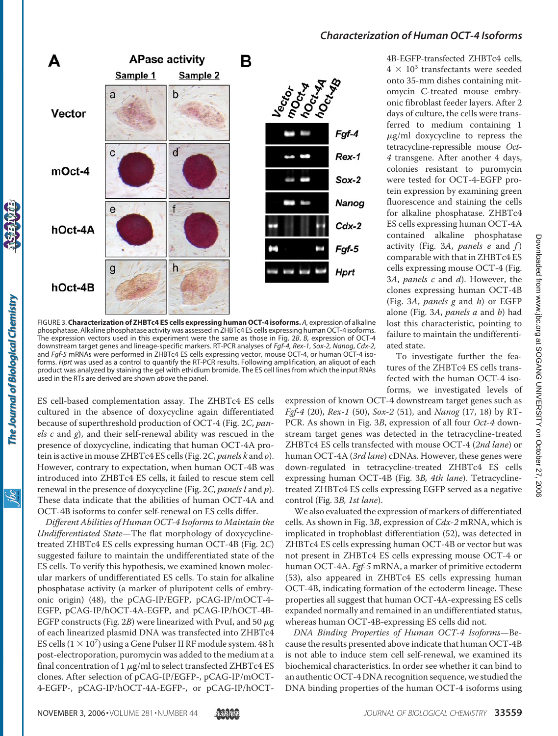FIGURE 3. **Characterization of ZHBTc4 ES cells expressing human OCT-4 isoforms.** *A*, expression of alkaline phosphatase. Alkaline phosphatase activity was assessed in ZHBTc4 ES cells expressing human OCT-4 isoforms. The expression vectors used in this experiment were the same as those in Fig. 2*B*. *B*, expression of OCT-4 downstream target genes and lineage-specific markers. RT-PCR analyses of *Fgf-4, Rex-1, Sox-2, Nanog, Cdx-2,* and *Fgf-5* mRNAs were performed in ZHBTc4 ES cells expressing vector, mouse OCT-4, or human OCT-4 isoforms. *Hprt* was used as a control to quantify the RT-PCR results. Following amplification, an aliquot of each product was analyzed by staining the gel with ethidium bromide. The ES cell lines from which the input RNAs used in the RTs are derived are shown *above* the panel.

ES cell-based complementation assay. The ZHBTc4 ES cells cultured in the absence of doxycycline again differentiated because of superthreshold production of OCT-4 (Fig. 2*C*, *panels c* and *g*), and their self-renewal ability was rescued in the presence of doxycycline, indicating that human OCT-4A protein is active in mouse ZHBTc4 ES cells (Fig. 2*C*, *panels k* and *o*). However, contrary to expectation, when human OCT-4B was introduced into ZHBTc4 ES cells, it failed to rescue stem cell renewal in the presence of doxycycline (Fig. 2*C*, *panels l* and *p*). These data indicate that the abilities of human OCT-4A and OCT-4B isoforms to confer self-renewal on ES cells differ.

*Different Abilities of Human OCT-4 Isoforms to Maintain the Undifferentiated State*—The flat morphology of doxycycline-treated ZHBTc4 ES cells expressing human OCT-4B (Fig. 2*C*) suggested failure to maintain the undifferentiated state of the ES cells. To verify this hypothesis, we examined known molecular markers of undifferentiated ES cells. To stain for alkaline phosphatase activity (a marker of pluripotent cells of embryonic origin) (48), the pCAG-IP/EGFP, pCAG-IP/mOCT-4-EGFP, pCAG-IP/hOCT-4A-EGFP, and pCAG-IP/hOCT-4B-EGFP constructs (Fig. 2*B*) were linearized with PvuI, and 50 μg of each linearized plasmid DNA was transfected into ZHBTc4 ES cells ($1 \times 10^7$) using a Gene Pulser II RF module system. 48 h post-electroporation, puromycin was added to the medium at a final concentration of 1 μg/ml to select transfected ZHBTc4 ES clones. After selection of pCAG-IP/EGFP-, pCAG-IP/mOCT-4-EGFP-, pCAG-IP/hOCT-4A-EGFP-, or pCAG-IP/hOCT-4B-EGFP-transfected ZHBTc4 cells, $4 \times 10^3$ transfectants were seeded onto 35-mm dishes containing mitomycin C-treated mouse embryonic fibroblast feeder layers. After 2 days of culture, the cells were transferred to medium containing 1 μg/ml doxycycline to repress the tetracycline-repressible mouse *Oct-4* transgene. After another 4 days, colonies resistant to puromycin were tested for OCT-4-EGFP protein expression by examining green fluorescence and staining the cells for alkaline phosphatase. ZHBTc4 ES cells expressing human OCT-4A contained alkaline phosphatase activity (Fig. 3*A*, *panels e* and *f*) comparable with that in ZHBTc4 ES cells expressing mouse OCT-4 (Fig. 3*A*, *panels c* and *d*). However, the clones expressing human OCT-4B (Fig. 3*A*, *panels g* and *h*) or EGFP alone (Fig. 3*A*, *panels a* and *b*) had lost this characteristic, pointing to failure to maintain the undifferentiated state.

To investigate further the features of the ZHBTc4 ES cells transfected with the human OCT-4 isoforms, we investigated levels of expression of known OCT-4 downstream target genes such as *Fgf-4* (20), *Rex-1* (50), *Sox-2* (51), and *Nanog* (17, 18) by RT-PCR. As shown in Fig. 3*B*, expression of all four *Oct-4* downstream target genes was detected in the tetracycline-treated ZHBTc4 ES cells transfected with mouse OCT-4 (*2nd lane*) or human OCT-4A (*3rd lane*) cDNAs. However, these genes were down-regulated in tetracycline-treated ZHBTc4 ES cells expressing human OCT-4B (Fig. 3*B*, *4th lane*). Tetracycline-treated ZHBTc4 ES cells expressing EGFP served as a negative control (Fig. 3*B*, *1st lane*).

We also evaluated the expression of markers of differentiated cells. As shown in Fig. 3*B*, expression of *Cdx-2* mRNA, which is implicated in trophoblast differentiation (52), was detected in ZHBTc4 ES cells expressing human OCT-4B or vector but was not present in ZHBTc4 ES cells expressing mouse OCT-4 or human OCT-4A. *Fgf-5* mRNA, a marker of primitive ectoderm (53), also appeared in ZHBTc4 ES cells expressing human OCT-4B, indicating formation of the ectoderm lineage. These properties all suggest that human OCT-4A-expressing ES cells expanded normally and remained in an undifferentiated status, whereas human OCT-4B-expressing ES cells did not.

*DNA Binding Properties of Human OCT-4 Isoforms*—Because the results presented above indicate that human OCT-4B is not able to induce stem cell self-renewal, we examined its biochemical characteristics. In order see whether it can bind to an authentic OCT-4 DNA recognition sequence, we studied the DNA binding properties of the human OCT-4 isoforms using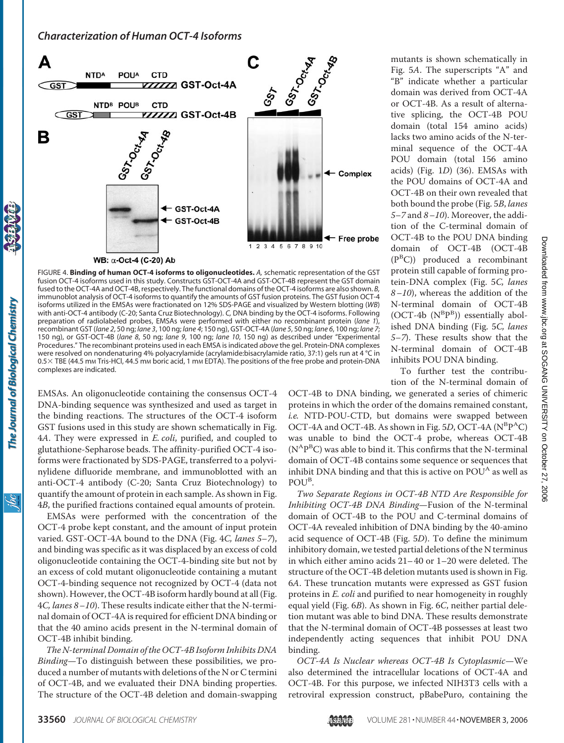FIGURE 4. **Binding of human OCT-4 isoforms to oligonucleotides.** *A,* schematic representation of the GST fusion OCT-4 isoforms used in this study. Constructs GST-OCT-4A and GST-OCT-4B represent the GST domain fused to the OCT-4A and OCT-4B, respectively. The functional domains of the OCT-4 isoforms are also shown. *B,* immunoblot analysis of OCT-4 isoforms to quantify the amounts of GST fusion proteins. The GST fusion OCT-4 isoforms utilized in the EMSAs were fractionated on 12% SDS-PAGE and visualized by Western blotting (*WB*) with anti-OCT-4 antibody (C-20; Santa Cruz Biotechnology). *C,* DNA binding by the OCT-4 isoforms. Following preparation of radiolabeled probes, EMSAs were performed with either no recombinant protein (*lane 1*), recombinant GST (*lane 2*, 50 ng; *lane 3*, 100 ng; *lane 4*; 150 ng), GST-OCT-4A (*lane 5*, 50 ng; *lane 6*, 100 ng; *lane 7*; 150 ng), or GST-OCT-4B (*lane 8*, 50 ng; *lane 9*, 100 ng; *lane 10*, 150 ng) as described under "Experimental Procedures." The recombinant proteins used in each EMSA is indicated *above* the gel. Protein-DNA complexes were resolved on nondenaturing 4% polyacrylamide (acrylamide:bisacrylamide ratio, 37:1) gels run at 4 °C in 0.5× TBE (44.5 mM Tris-HCl, 44.5 mM boric acid, 1 mM EDTA). The positions of the free probe and protein-DNA complexes are indicated.

EMSAs. An oligonucleotide containing the consensus OCT-4 DNA-binding sequence was synthesized and used as target in the binding reactions. The structures of the OCT-4 isoform GST fusions used in this study are shown schematically in Fig. 4*A*. They were expressed in *E. coli*, purified, and coupled to glutathione-Sepharose beads. The affinity-purified OCT-4 isoforms were fractionated by SDS-PAGE, transferred to a polyvinylidene difluoride membrane, and immunoblotted with an anti-OCT-4 antibody (C-20; Santa Cruz Biotechnology) to quantify the amount of protein in each sample. As shown in Fig. 4*B*, the purified fractions contained equal amounts of protein.

EMSAs were performed with the concentration of the OCT-4 probe kept constant, and the amount of input protein varied. GST-OCT-4A bound to the DNA (Fig. 4*C, lanes 5–7*), and binding was specific as it was displaced by an excess of cold oligonucleotide containing the OCT-4-binding site but not by an excess of cold mutant oligonucleotide containing a mutant OCT-4-binding sequence not recognized by OCT-4 (data not shown). However, the OCT-4B isoform hardly bound at all (Fig. 4*C, lanes 8–10*). These results indicate either that the N-terminal domain of OCT-4A is required for efficient DNA binding or that the 40 amino acids present in the N-terminal domain of OCT-4B inhibit binding.

*The N-terminal Domain of the OCT-4B Isoform Inhibits DNA Binding*—To distinguish between these possibilities, we produced a number of mutants with deletions of the N or C termini of OCT-4B, and we evaluated their DNA binding properties. The structure of the OCT-4B deletion and domain-swapping mutants is shown schematically in Fig. 5*A*. The superscripts "A" and "B" indicate whether a particular domain was derived from OCT-4A or OCT-4B. As a result of alternative splicing, the OCT-4B POU domain (total 154 amino acids) lacks two amino acids of the N-terminal sequence of the OCT-4A POU domain (total 156 amino acids) (Fig. 1*D*) (36). EMSAs with the POU domains of OCT-4A and OCT-4B on their own revealed that both bound the probe (Fig. 5*B*, *lanes 5–7* and *8–10*). Moreover, the addition of the C-terminal domain of OCT-4B to the POU DNA binding domain of OCT-4B (OCT-4B ($P^BC$)) produced a recombinant protein still capable of forming protein-DNA complex (Fig. 5*C, lanes 8–10*), whereas the addition of the N-terminal domain of OCT-4B (OCT-4b ($N^BP^B$)) essentially abolished DNA binding (Fig. 5*C, lanes 5–7*). These results show that the N-terminal domain of OCT-4B inhibits POU DNA binding.

To further test the contribution of the N-terminal domain of OCT-4B to DNA binding, we generated a series of chimeric proteins in which the order of the domains remained constant, *i.e.* NTD-POU-CTD, but domains were swapped between OCT-4A and OCT-4B. As shown in Fig. 5*D*, OCT-4A ($N^BP^AC$) was unable to bind the OCT-4 probe, whereas OCT-4B ($N^AP^BC$) was able to bind it. This confirms that the N-terminal domain of OCT-4B contains some sequence or sequences that inhibit DNA binding and that this is active on $POU^A$ as well as $POU^B$.

*Two Separate Regions in OCT-4B NTD Are Responsible for Inhibiting OCT-4B DNA Binding*—Fusion of the N-terminal domain of OCT-4B to the POU and C-terminal domains of OCT-4A revealed inhibition of DNA binding by the 40-amino acid sequence of OCT-4B (Fig. 5*D*). To define the minimum inhibitory domain, we tested partial deletions of the N terminus in which either amino acids 21–40 or 1–20 were deleted. The structure of the OCT-4B deletion mutants used is shown in Fig. 6*A*. These truncation mutants were expressed as GST fusion proteins in *E. coli* and purified to near homogeneity in roughly equal yield (Fig. 6*B*). As shown in Fig. 6*C*, neither partial deletion mutant was able to bind DNA. These results demonstrate that the N-terminal domain of OCT-4B possesses at least two independently acting sequences that inhibit POU DNA binding.

*OCT-4A Is Nuclear whereas OCT-4B Is Cytoplasmic*—We also determined the intracellular locations of OCT-4A and OCT-4B. For this purpose, we infected NIH3T3 cells with a retroviral expression construct, pBabePuro, containing the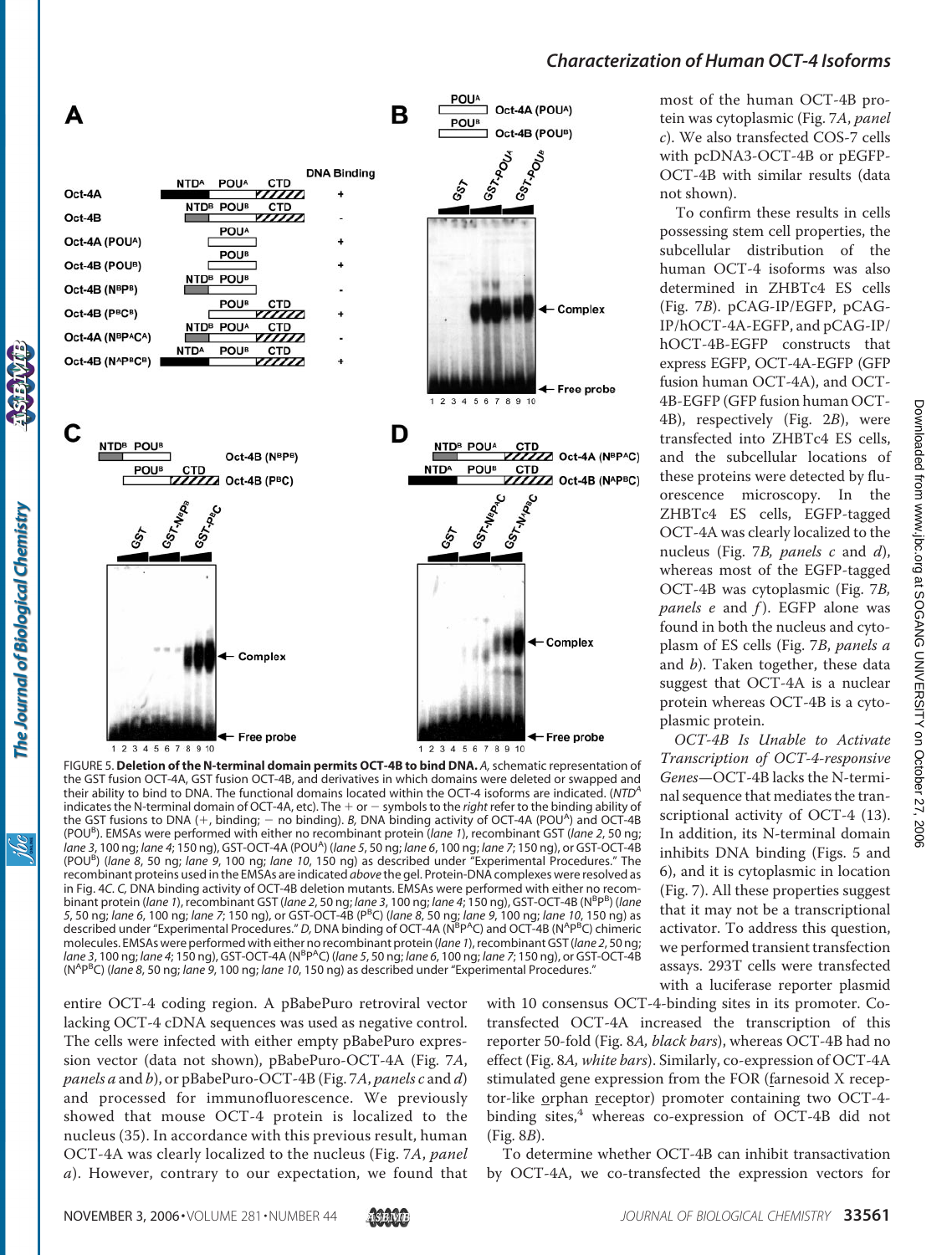FIGURE 5. **Deletion of the N-terminal domain permits OCT-4B to bind DNA.** *A*, schematic representation of the GST fusion OCT-4A, GST fusion OCT-4B, and derivatives in which domains were deleted or swapped and their ability to bind to DNA. The functional domains located within the OCT-4 isoforms are indicated. (*NTD*[A] indicates the N-terminal domain of OCT-4A, etc). The + or − symbols to the *right* refer to the binding ability of the GST fusions to DNA (+, binding; − no binding). *B*, DNA binding activity of OCT-4A (POU[A]) and OCT-4B (POU[B]). EMSAs were performed with either no recombinant protein (*lane 1*), recombinant GST (*lane 2*, 50 ng; *lane 3*, 100 ng; *lane 4*; 150 ng), GST-OCT-4A (POU[A]) (*lane 5*, 50 ng; *lane 6*, 100 ng; *lane 7*; 150 ng), or GST-OCT-4B (POU[B]) (*lane 8*, 50 ng; *lane 9*, 100 ng; *lane 10*, 150 ng) as described under "Experimental Procedures." The recombinant proteins used in the EMSAs are indicated *above* the gel. Protein-DNA complexes were resolved as in Fig. 4*C*. *C*, DNA binding activity of OCT-4B deletion mutants. EMSAs were performed with either no recombinant protein (*lane 1*), recombinant GST (*lane 2*, 50 ng; *lane 3*, 100 ng; *lane 4*; 150 ng), GST-OCT-4B (N[B]P[B]) (*lane 5*, 50 ng; *lane 6*, 100 ng; *lane 7*; 150 ng), or GST-OCT-4B (P[B]C) (*lane 8*, 50 ng; *lane 9*, 100 ng; *lane 10*, 150 ng) as described under "Experimental Procedures." *D*, DNA binding of OCT-4A (N[B]P[A]C) and OCT-4B (N[A]P[B]C) chimeric molecules. EMSAs were performed with either no recombinant protein (*lane 1*), recombinant GST (*lane 2*, 50 ng; *lane 3*, 100 ng; *lane 4*; 150 ng), GST-OCT-4A (N[B]P[A]C) (*lane 5*, 50 ng; *lane 6*, 100 ng; *lane 7*; 150 ng), or GST-OCT-4B (N[A]P[B]C) (*lane 8*, 50 ng; *lane 9*, 100 ng; *lane 10*, 150 ng) as described under "Experimental Procedures."

entire OCT-4 coding region. A pBabePuro retroviral vector lacking OCT-4 cDNA sequences was used as negative control. The cells were infected with either empty pBabePuro expression vector (data not shown), pBabePuro-OCT-4A (Fig. 7*A*, *panels a* and *b*), or pBabePuro-OCT-4B (Fig. 7*A*, *panels c* and *d*) and processed for immunofluorescence. We previously showed that mouse OCT-4 protein is localized to the nucleus (35). In accordance with this previous result, human OCT-4A was clearly localized to the nucleus (Fig. 7*A*, *panel a*). However, contrary to our expectation, we found that most of the human OCT-4B protein was cytoplasmic (Fig. 7*A*, *panel c*). We also transfected COS-7 cells with pcDNA3-OCT-4B or pEGFP-OCT-4B with similar results (data not shown).

To confirm these results in cells possessing stem cell properties, the subcellular distribution of the human OCT-4 isoforms was also determined in ZHBTc4 ES cells (Fig. 7*B*). pCAG-IP/EGFP, pCAG-IP/hOCT-4A-EGFP, and pCAG-IP/hOCT-4B-EGFP constructs that express EGFP, OCT-4A-EGFP (GFP fusion human OCT-4A), and OCT-4B-EGFP (GFP fusion human OCT-4B), respectively (Fig. 2*B*), were transfected into ZHBTc4 ES cells, and the subcellular locations of these proteins were detected by fluorescence microscopy. In the ZHBTc4 ES cells, EGFP-tagged OCT-4A was clearly localized to the nucleus (Fig. 7*B*, *panels c* and *d*), whereas most of the EGFP-tagged OCT-4B was cytoplasmic (Fig. 7*B*, *panels e* and *f*). EGFP alone was found in both the nucleus and cytoplasm of ES cells (Fig. 7*B*, *panels a* and *b*). Taken together, these data suggest that OCT-4A is a nuclear protein whereas OCT-4B is a cytoplasmic protein.

*OCT-4B Is Unable to Activate Transcription of OCT-4-responsive Genes*—OCT-4B lacks the N-terminal sequence that mediates the transcriptional activity of OCT-4 (13). In addition, its N-terminal domain inhibits DNA binding (Figs. 5 and 6), and it is cytoplasmic in location (Fig. 7). All these properties suggest that it may not be a transcriptional activator. To address this question, we performed transient transfection assays. 293T cells were transfected with a luciferase reporter plasmid with 10 consensus OCT-4-binding sites in its promoter. Co-transfected OCT-4A increased the transcription of this reporter 50-fold (Fig. 8*A*, *black bars*), whereas OCT-4B had no effect (Fig. 8*A*, *white bars*). Similarly, co-expression of OCT-4A stimulated gene expression from the FOR (farnesoid X receptor-like orphan receptor) promoter containing two OCT-4-binding sites,[4] whereas co-expression of OCT-4B did not (Fig. 8*B*).

To determine whether OCT-4B can inhibit transactivation by OCT-4A, we co-transfected the expression vectors for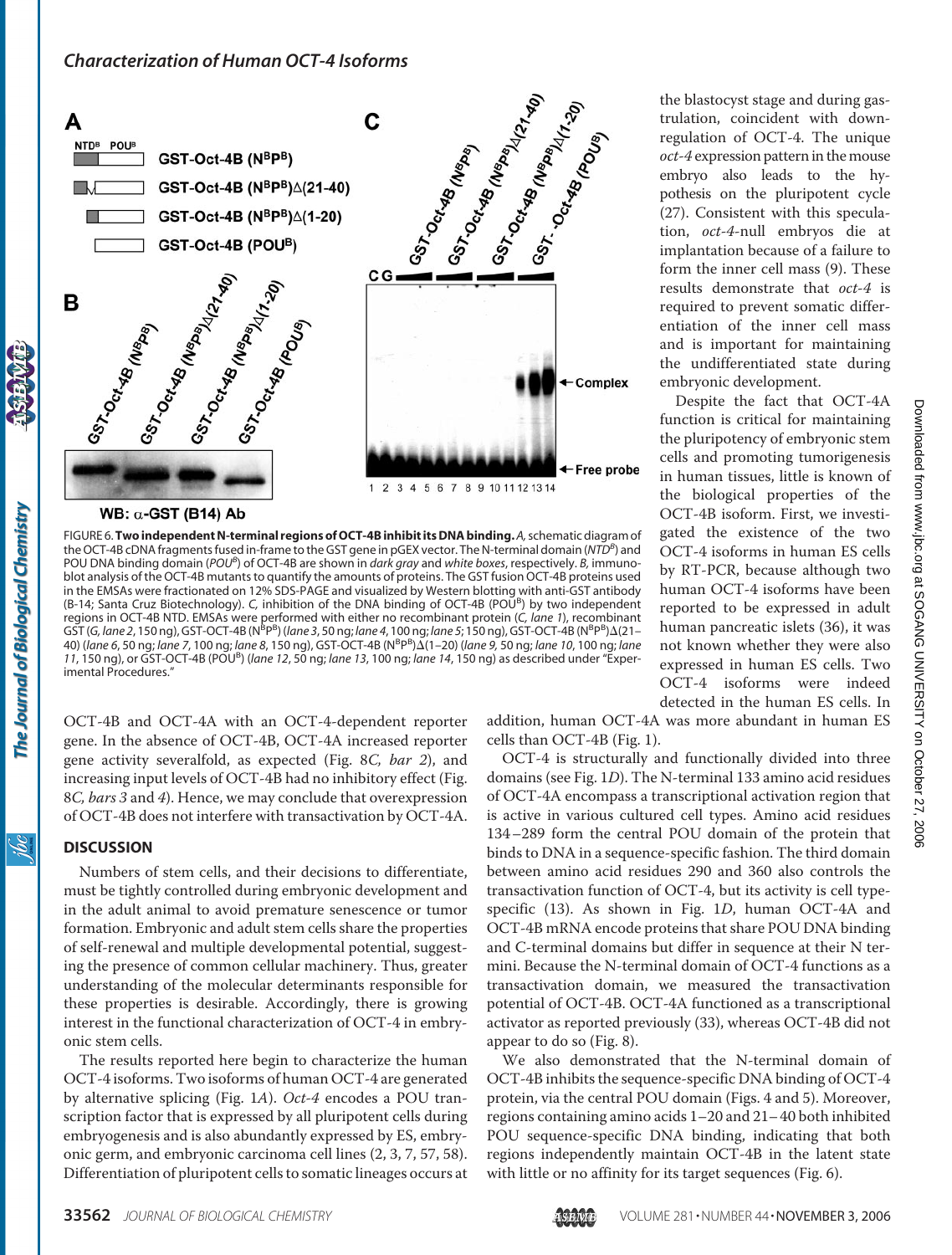FIGURE 6. **Two independent N-terminal regions of OCT-4B inhibit its DNA binding.** *A*, schematic diagram of the OCT-4B cDNA fragments fused in-frame to the GST gene in pGEX vector. The N-terminal domain (*NTD^B*) and POU DNA binding domain (*POU^B*) of OCT-4B are shown in *dark gray* and *white boxes*, respectively. *B*, immunoblot analysis of the OCT-4B mutants to quantify the amounts of proteins. The GST fusion OCT-4B proteins used in the EMSAs were fractionated on 12% SDS-PAGE and visualized by Western blotting with anti-GST antibody (B-14; Santa Cruz Biotechnology). *C*, inhibition of the DNA binding of OCT-4B (POU^B) by two independent regions in OCT-4B NTD. EMSAs were performed with either no recombinant protein (*C*, *lane 1*), recombinant GST (*G*, *lane 2*, 150 ng), GST-OCT-4B (N^BP^B) (*lane 3*, 50 ng; *lane 4*, 100 ng; *lane 5*; 150 ng), GST-OCT-4B (N^BP^B)Δ(21–40) (*lane 6*, 50 ng; *lane 7*, 100 ng; *lane 8*, 150 ng), GST-OCT-4B (N^BP^B)Δ(1–20) (*lane 9*, 50 ng; *lane 10*, 100 ng; *lane 11*, 150 ng), or GST-OCT-4B (POU^B) (*lane 12*, 50 ng; *lane 13*, 100 ng; *lane 14*, 150 ng) as described under "Experimental Procedures."

OCT-4B and OCT-4A with an OCT-4-dependent reporter gene. In the absence of OCT-4B, OCT-4A increased reporter gene activity severalfold, as expected (Fig. 8*C*, *bar 2*), and increasing input levels of OCT-4B had no inhibitory effect (Fig. 8*C*, *bars 3* and *4*). Hence, we may conclude that overexpression of OCT-4B does not interfere with transactivation by OCT-4A.

## DISCUSSION

Numbers of stem cells, and their decisions to differentiate, must be tightly controlled during embryonic development and in the adult animal to avoid premature senescence or tumor formation. Embryonic and adult stem cells share the properties of self-renewal and multiple developmental potential, suggesting the presence of common cellular machinery. Thus, greater understanding of the molecular determinants responsible for these properties is desirable. Accordingly, there is growing interest in the functional characterization of OCT-4 in embryonic stem cells.

The results reported here begin to characterize the human OCT-4 isoforms. Two isoforms of human OCT-4 are generated by alternative splicing (Fig. 1*A*). *Oct-4* encodes a POU transcription factor that is expressed by all pluripotent cells during embryogenesis and is also abundantly expressed by ES, embryonic germ, and embryonic carcinoma cell lines (2, 3, 7, 57, 58). Differentiation of pluripotent cells to somatic lineages occurs at the blastocyst stage and during gastrulation, coincident with down-regulation of OCT-4. The unique *oct-4* expression pattern in the mouse embryo also leads to the hypothesis on the pluripotent cycle (27). Consistent with this speculation, *oct-4*-null embryos die at implantation because of a failure to form the inner cell mass (9). These results demonstrate that *oct-4* is required to prevent somatic differentiation of the inner cell mass and is important for maintaining the undifferentiated state during embryonic development.

Despite the fact that OCT-4A function is critical for maintaining the pluripotency of embryonic stem cells and promoting tumorigenesis in human tissues, little is known of the biological properties of the OCT-4B isoform. First, we investigated the existence of the two OCT-4 isoforms in human ES cells by RT-PCR, because although two human OCT-4 isoforms have been reported to be expressed in adult human pancreatic islets (36), it was not known whether they were also expressed in human ES cells. Two OCT-4 isoforms were indeed detected in the human ES cells. In addition, human OCT-4A was more abundant in human ES cells than OCT-4B (Fig. 1).

OCT-4 is structurally and functionally divided into three domains (see Fig. 1*D*). The N-terminal 133 amino acid residues of OCT-4A encompass a transcriptional activation region that is active in various cultured cell types. Amino acid residues 134–289 form the central POU domain of the protein that binds to DNA in a sequence-specific fashion. The third domain between amino acid residues 290 and 360 also controls the transactivation function of OCT-4, but its activity is cell type-specific (13). As shown in Fig. 1*D*, human OCT-4A and OCT-4B mRNA encode proteins that share POU DNA binding and C-terminal domains but differ in sequence at their N termini. Because the N-terminal domain of OCT-4 functions as a transactivation domain, we measured the transactivation potential of OCT-4B. OCT-4A functioned as a transcriptional activator as reported previously (33), whereas OCT-4B did not appear to do so (Fig. 8).

We also demonstrated that the N-terminal domain of OCT-4B inhibits the sequence-specific DNA binding of OCT-4 protein, via the central POU domain (Figs. 4 and 5). Moreover, regions containing amino acids 1–20 and 21–40 both inhibited POU sequence-specific DNA binding, indicating that both regions independently maintain OCT-4B in the latent state with little or no affinity for its target sequences (Fig. 6).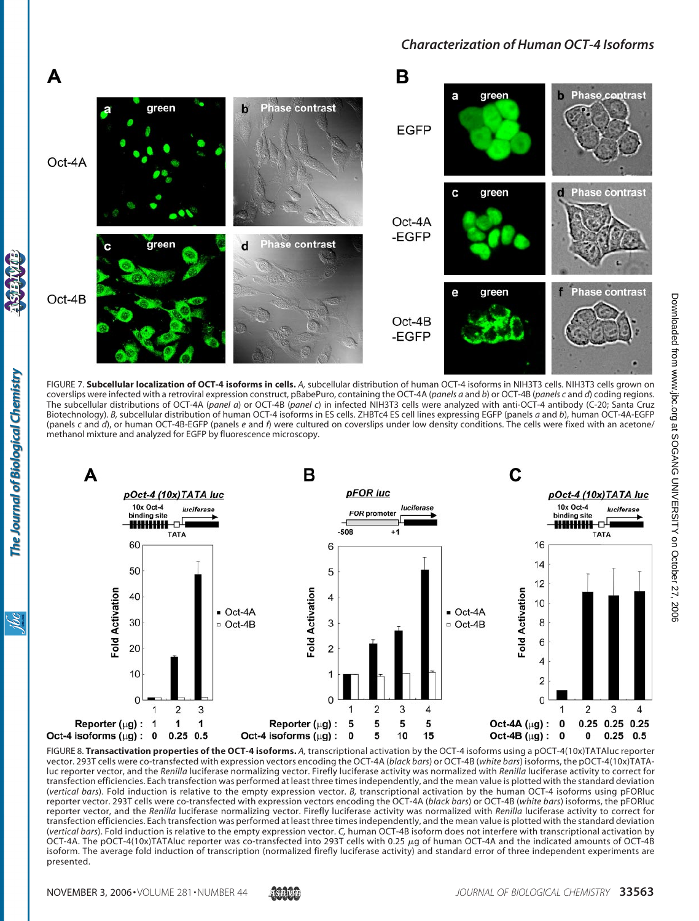FIGURE 7. **Subcellular localization of OCT-4 isoforms in cells.** *A,* subcellular distribution of human OCT-4 isoforms in NIH3T3 cells. NIH3T3 cells grown on coverslips were infected with a retroviral expression construct, pBabePuro, containing the OCT-4A (*panels a* and *b*) or OCT-4B (*panels c* and *d*) coding regions. The subcellular distributions of OCT-4A (*panel a*) or OCT-4B (*panel c*) in infected NIH3T3 cells were analyzed with anti-OCT-4 antibody (C-20; Santa Cruz Biotechnology). *B,* subcellular distribution of human OCT-4 isoforms in ES cells. ZHBTc4 ES cell lines expressing EGFP (panels *a* and *b*), human OCT-4A-EGFP (panels *c* and *d*), or human OCT-4B-EGFP (panels *e* and *f*) were cultured on coverslips under low density conditions. The cells were fixed with an acetone/methanol mixture and analyzed for EGFP by fluorescence microscopy.

FIGURE 8. **Transactivation properties of the OCT-4 isoforms.** *A,* transcriptional activation by the OCT-4 isoforms using a pOCT-4(10x)TATAluc reporter vector. 293T cells were co-transfected with expression vectors encoding the OCT-4A (*black bars*) or OCT-4B (*white bars*) isoforms, the pOCT-4(10x)TATA-luc reporter vector, and the *Renilla* luciferase normalizing vector. Firefly luciferase activity was normalized with *Renilla* luciferase activity to correct for transfection efficiencies. Each transfection was performed at least three times independently, and the mean value is plotted with the standard deviation (*vertical bars*). Fold induction is relative to the empty expression vector. *B,* transcriptional activation by the human OCT-4 isoforms using pFORluc reporter vector. 293T cells were co-transfected with expression vectors encoding the OCT-4A (*black bars*) or OCT-4B (*white bars*) isoforms, the pFORluc reporter vector, and the *Renilla* luciferase normalizing vector. Firefly luciferase activity was normalized with *Renilla* luciferase activity to correct for transfection efficiencies. Each transfection was performed at least three times independently, and the mean value is plotted with the standard deviation (*vertical bars*). Fold induction is relative to the empty expression vector. *C,* human OCT-4B isoform does not interfere with transcriptional activation by OCT-4A. The pOCT-4(10x)TATAluc reporter was co-transfected into 293T cells with 0.25 μg of human OCT-4A and the indicated amounts of OCT-4B isoform. The average fold induction of transcription (normalized firefly luciferase activity) and standard error of three independent experiments are presented.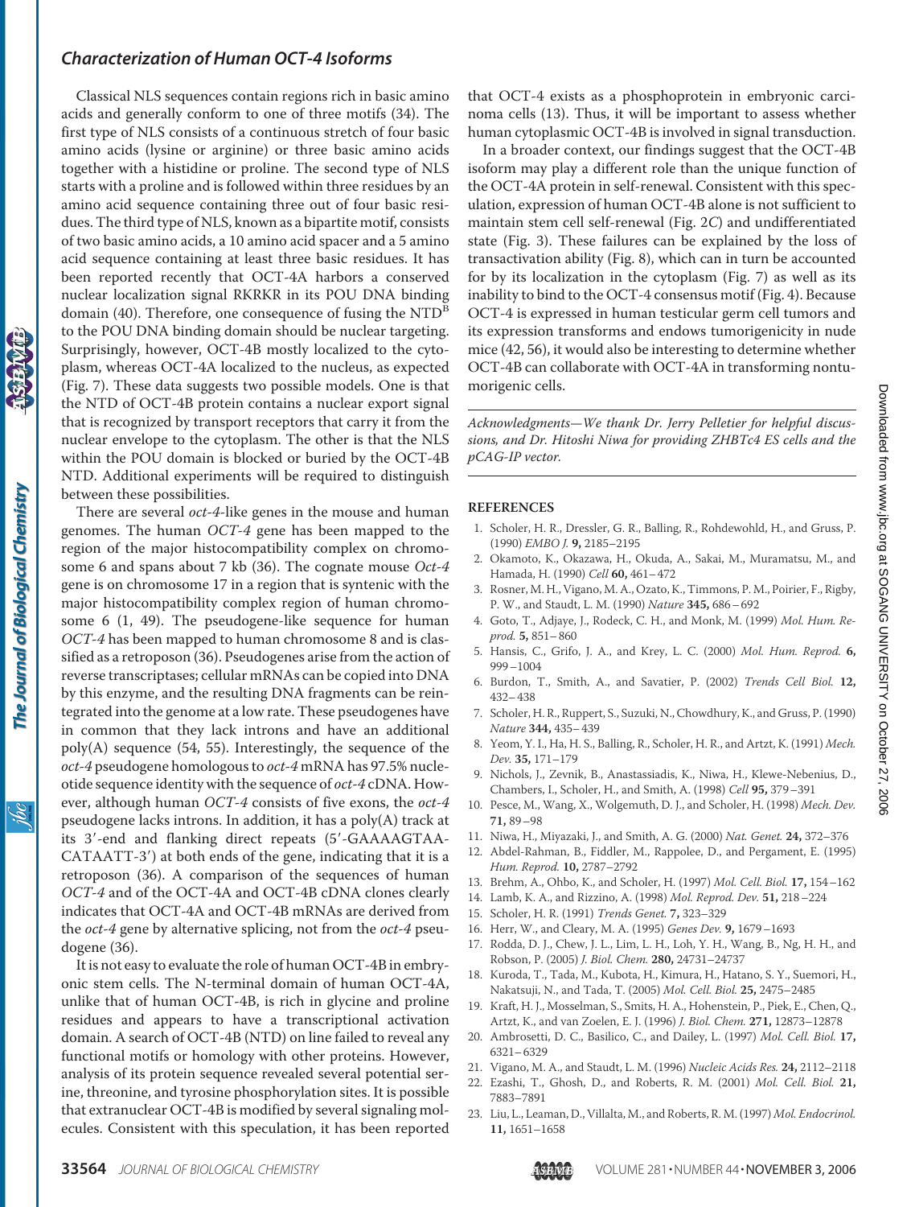Classical NLS sequences contain regions rich in basic amino acids and generally conform to one of three motifs (34). The first type of NLS consists of a continuous stretch of four basic amino acids (lysine or arginine) or three basic amino acids together with a histidine or proline. The second type of NLS starts with a proline and is followed within three residues by an amino acid sequence containing three out of four basic residues. The third type of NLS, known as a bipartite motif, consists of two basic amino acids, a 10 amino acid spacer and a 5 amino acid sequence containing at least three basic residues. It has been reported recently that OCT-4A harbors a conserved nuclear localization signal RKRKR in its POU DNA binding domain (40). Therefore, one consequence of fusing the NTD[B] to the POU DNA binding domain should be nuclear targeting. Surprisingly, however, OCT-4B mostly localized to the cytoplasm, whereas OCT-4A localized to the nucleus, as expected (Fig. 7). These data suggests two possible models. One is that the NTD of OCT-4B protein contains a nuclear export signal that is recognized by transport receptors that carry it from the nuclear envelope to the cytoplasm. The other is that the NLS within the POU domain is blocked or buried by the OCT-4B NTD. Additional experiments will be required to distinguish between these possibilities.

There are several *oct-4*-like genes in the mouse and human genomes. The human *OCT-4* gene has been mapped to the region of the major histocompatibility complex on chromosome 6 and spans about 7 kb (36). The cognate mouse *Oct-4* gene is on chromosome 17 in a region that is syntenic with the major histocompatibility complex region of human chromosome 6 (1, 49). The pseudogene-like sequence for human *OCT-4* has been mapped to human chromosome 8 and is classified as a retroposon (36). Pseudogenes arise from the action of reverse transcriptases; cellular mRNAs can be copied into DNA by this enzyme, and the resulting DNA fragments can be reintegrated into the genome at a low rate. These pseudogenes have in common that they lack introns and have an additional poly(A) sequence (54, 55). Interestingly, the sequence of the *oct-4* pseudogene homologous to *oct-4* mRNA has 97.5% nucleotide sequence identity with the sequence of *oct-4* cDNA. However, although human *OCT-4* consists of five exons, the *oct-4* pseudogene lacks introns. In addition, it has a poly(A) track at its 3′-end and flanking direct repeats (5′-GAAAAGTAA-CATAATT-3′) at both ends of the gene, indicating that it is a retroposon (36). A comparison of the sequences of human *OCT-4* and of the OCT-4A and OCT-4B cDNA clones clearly indicates that OCT-4A and OCT-4B mRNAs are derived from the *oct-4* gene by alternative splicing, not from the *oct-4* pseudogene (36).

It is not easy to evaluate the role of human OCT-4B in embryonic stem cells. The N-terminal domain of human OCT-4A, unlike that of human OCT-4B, is rich in glycine and proline residues and appears to have a transcriptional activation domain. A search of OCT-4B (NTD) on line failed to reveal any functional motifs or homology with other proteins. However, analysis of its protein sequence revealed several potential serine, threonine, and tyrosine phosphorylation sites. It is possible that extranuclear OCT-4B is modified by several signaling molecules. Consistent with this speculation, it has been reported that OCT-4 exists as a phosphoprotein in embryonic carcinoma cells (13). Thus, it will be important to assess whether human cytoplasmic OCT-4B is involved in signal transduction.

In a broader context, our findings suggest that the OCT-4B isoform may play a different role than the unique function of the OCT-4A protein in self-renewal. Consistent with this speculation, expression of human OCT-4B alone is not sufficient to maintain stem cell self-renewal (Fig. 2*C*) and undifferentiated state (Fig. 3). These failures can be explained by the loss of transactivation ability (Fig. 8), which can in turn be accounted for by its localization in the cytoplasm (Fig. 7) as well as its inability to bind to the OCT-4 consensus motif (Fig. 4). Because OCT-4 is expressed in human testicular germ cell tumors and its expression transforms and endows tumorigenicity in nude mice (42, 56), it would also be interesting to determine whether OCT-4B can collaborate with OCT-4A in transforming nontumorigenic cells.

*Acknowledgments—We thank Dr. Jerry Pelletier for helpful discussions, and Dr. Hitoshi Niwa for providing ZHBTc4 ES cells and the pCAG-IP vector.*

## REFERENCES

1. Scholer, H. R., Dressler, G. R., Balling, R., Rohdewohld, H., and Gruss, P. (1990) *EMBO J.* **9,** 2185–2195
2. Okamoto, K., Okazawa, H., Okuda, A., Sakai, M., Muramatsu, M., and Hamada, H. (1990) *Cell* **60,** 461–472
3. Rosner, M. H., Vigano, M. A., Ozato, K., Timmons, P. M., Poirier, F., Rigby, P. W., and Staudt, L. M. (1990) *Nature* **345,** 686–692
4. Goto, T., Adjaye, J., Rodeck, C. H., and Monk, M. (1999) *Mol. Hum. Reprod.* **5,** 851–860
5. Hansis, C., Grifo, J. A., and Krey, L. C. (2000) *Mol. Hum. Reprod.* **6,** 999–1004
6. Burdon, T., Smith, A., and Savatier, P. (2002) *Trends Cell Biol.* **12,** 432–438
7. Scholer, H. R., Ruppert, S., Suzuki, N., Chowdhury, K., and Gruss, P. (1990) *Nature* **344,** 435–439
8. Yeom, Y. I., Ha, H. S., Balling, R., Scholer, H. R., and Artzt, K. (1991) *Mech. Dev.* **35,** 171–179
9. Nichols, J., Zevnik, B., Anastassiadis, K., Niwa, H., Klewe-Nebenius, D., Chambers, I., Scholer, H., and Smith, A. (1998) *Cell* **95,** 379–391
10. Pesce, M., Wang, X., Wolgemuth, D. J., and Scholer, H. (1998) *Mech. Dev.* **71,** 89–98
11. Niwa, H., Miyazaki, J., and Smith, A. G. (2000) *Nat. Genet.* **24,** 372–376
12. Abdel-Rahman, B., Fiddler, M., Rappolee, D., and Pergament, E. (1995) *Hum. Reprod.* **10,** 2787–2792
13. Brehm, A., Ohbo, K., and Scholer, H. (1997) *Mol. Cell. Biol.* **17,** 154–162
14. Lamb, K. A., and Rizzino, A. (1998) *Mol. Reprod. Dev.* **51,** 218–224
15. Scholer, H. R. (1991) *Trends Genet.* **7,** 323–329
16. Herr, W., and Cleary, M. A. (1995) *Genes Dev.* **9,** 1679–1693
17. Rodda, D. J., Chew, J. L., Lim, L. H., Loh, Y. H., Wang, B., Ng, H. H., and Robson, P. (2005) *J. Biol. Chem.* **280,** 24731–24737
18. Kuroda, T., Tada, M., Kubota, H., Kimura, H., Hatano, S. Y., Suemori, H., Nakatsuji, N., and Tada, T. (2005) *Mol. Cell. Biol.* **25,** 2475–2485
19. Kraft, H. J., Mosselman, S., Smits, H. A., Hohenstein, P., Piek, E., Chen, Q., Artzt, K., and van Zoelen, E. J. (1996) *J. Biol. Chem.* **271,** 12873–12878
20. Ambrosetti, D. C., Basilico, C., and Dailey, L. (1997) *Mol. Cell. Biol.* **17,** 6321–6329
21. Vigano, M. A., and Staudt, L. M. (1996) *Nucleic Acids Res.* **24,** 2112–2118
22. Ezashi, T., Ghosh, D., and Roberts, R. M. (2001) *Mol. Cell. Biol.* **21,** 7883–7891
23. Liu, L., Leaman, D., Villalta, M., and Roberts, R. M. (1997) *Mol. Endocrinol.* **11,** 1651–1658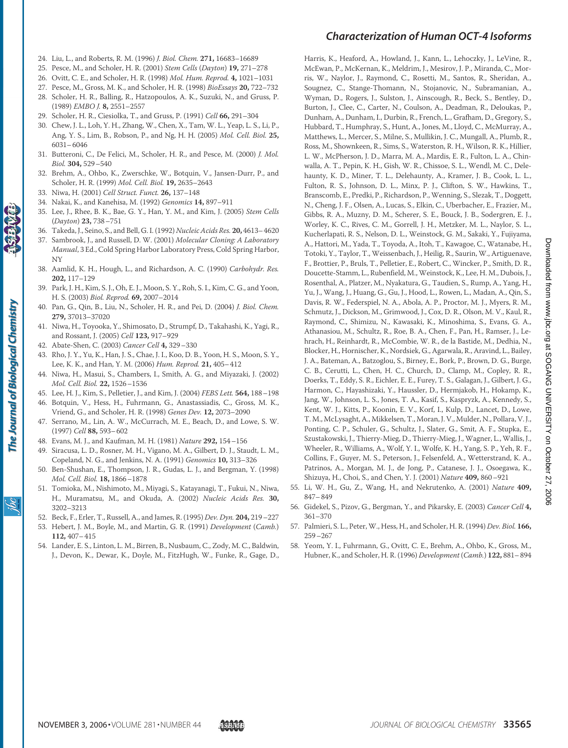24. Liu, L., and Roberts, R. M. (1996) *J. Biol. Chem.* **271,** 16683–16689
25. Pesce, M., and Scholer, H. R. (2001) *Stem Cells* (*Dayton*) **19,** 271–278
26. Ovitt, C. E., and Scholer, H. R. (1998) *Mol. Hum. Reprod.* **4,** 1021–1031
27. Pesce, M., Gross, M. K., and Scholer, H. R. (1998) *BioEssays* **20,** 722–732
28. Scholer, H. R., Balling, R., Hatzopoulos, A. K., Suzuki, N., and Gruss, P. (1989) *EMBO J.* **8,** 2551–2557
29. Scholer, H. R., Ciesiolka, T., and Gruss, P. (1991) *Cell* **66,** 291–304
30. Chew, J. L., Loh, Y. H., Zhang, W., Chen, X., Tam, W. L., Yeap, L. S., Li, P., Ang, Y. S., Lim, B., Robson, P., and Ng, H. H. (2005) *Mol. Cell. Biol.* **25,** 6031–6046
31. Butteroni, C., De Felici, M., Scholer, H. R., and Pesce, M. (2000) *J. Mol. Biol.* **304,** 529–540
32. Brehm, A., Ohbo, K., Zwerschke, W., Botquin, V., Jansen-Durr, P., and Scholer, H. R. (1999) *Mol. Cell. Biol.* **19,** 2635–2643
33. Niwa, H. (2001) *Cell Struct. Funct.* **26,** 137–148
34. Nakai, K., and Kanehisa, M. (1992) *Genomics* **14,** 897–911
35. Lee, J., Rhee, B. K., Bae, G. Y., Han, Y. M., and Kim, J. (2005) *Stem Cells* (*Dayton*) **23,** 738–751
36. Takeda, J., Seino, S., and Bell, G. I. (1992) *Nucleic Acids Res.* **20,** 4613–4620
37. Sambrook, J., and Russell, D. W. (2001) *Molecular Cloning: A Laboratory Manual*, 3 Ed., Cold Spring Harbor Laboratory Press, Cold Spring Harbor, NY
38. Aamlid, K. H., Hough, L., and Richardson, A. C. (1990) *Carbohydr. Res.* **202,** 117–129
39. Park, J. H., Kim, S. J., Oh, E. J., Moon, S. Y., Roh, S. I., Kim, C. G., and Yoon, H. S. (2003) *Biol. Reprod.* **69,** 2007–2014
40. Pan, G., Qin, B., Liu, N., Scholer, H. R., and Pei, D. (2004) *J. Biol. Chem.* **279,** 37013–37020
41. Niwa, H., Toyooka, Y., Shimosato, D., Strumpf, D., Takahashi, K., Yagi, R., and Rossant, J. (2005) *Cell* **123,** 917–929
42. Abate-Shen, C. (2003) *Cancer Cell* **4,** 329–330
43. Rho, J. Y., Yu, K., Han, J. S., Chae, J. I., Koo, D. B., Yoon, H. S., Moon, S. Y., Lee, K. K., and Han, Y. M. (2006) *Hum. Reprod.* **21,** 405–412
44. Niwa, H., Masui, S., Chambers, I., Smith, A. G., and Miyazaki, J. (2002) *Mol. Cell. Biol.* **22,** 1526–1536
45. Lee, H. J., Kim, S., Pelletier, J., and Kim, J. (2004) *FEBS Lett.* **564,** 188–198
46. Botquin, V., Hess, H., Fuhrmann, G., Anastassiadis, C., Gross, M. K., Vriend, G., and Scholer, H. R. (1998) *Genes Dev.* **12,** 2073–2090
47. Serrano, M., Lin, A. W., McCurrach, M. E., Beach, D., and Lowe, S. W. (1997) *Cell* **88,** 593–602
48. Evans, M. J., and Kaufman, M. H. (1981) *Nature* **292,** 154–156
49. Siracusa, L. D., Rosner, M. H., Vigano, M. A., Gilbert, D. J., Staudt, L. M., Copeland, N. G., and Jenkins, N. A. (1991) *Genomics* **10,** 313–326
50. Ben-Shushan, E., Thompson, J. R., Gudas, L. J., and Bergman, Y. (1998) *Mol. Cell. Biol.* **18,** 1866–1878
51. Tomioka, M., Nishimoto, M., Miyagi, S., Katayanagi, T., Fukui, N., Niwa, H., Muramatsu, M., and Okuda, A. (2002) *Nucleic Acids Res.* **30,** 3202–3213
52. Beck, F., Erler, T., Russell, A., and James, R. (1995) *Dev. Dyn.* **204,** 219–227
53. Hebert, J. M., Boyle, M., and Martin, G. R. (1991) *Development* (*Camb.*) **112,** 407–415
54. Lander, E. S., Linton, L. M., Birren, B., Nusbaum, C., Zody, M. C., Baldwin, J., Devon, K., Dewar, K., Doyle, M., FitzHugh, W., Funke, R., Gage, D., Harris, K., Heaford, A., Howland, J., Kann, L., Lehoczky, J., LeVine, R., McEwan, P., McKernan, K., Meldrim, J., Mesirov, J. P., Miranda, C., Morris, W., Naylor, J., Raymond, C., Rosetti, M., Santos, R., Sheridan, A., Sougnez, C., Stange-Thomann, N., Stojanovic, N., Subramanian, A., Wyman, D., Rogers, J., Sulston, J., Ainscough, R., Beck, S., Bentley, D., Burton, J., Clee, C., Carter, N., Coulson, A., Deadman, R., Deloukas, P., Dunham, A., Dunham, I., Durbin, R., French, L., Grafham, D., Gregory, S., Hubbard, T., Humphray, S., Hunt, A., Jones, M., Lloyd, C., McMurray, A., Matthews, L., Mercer, S., Milne, S., Mullikin, J. C., Mungall, A., Plumb, R., Ross, M., Shownkeen, R., Sims, S., Waterston, R. H., Wilson, R. K., Hillier, L. W., McPherson, J. D., Marra, M. A., Mardis, E. R., Fulton, L. A., Chinwalla, A. T., Pepin, K. H., Gish, W. R., Chissoe, S. L., Wendl, M. C., Delehaunty, K. D., Miner, T. L., Delehaunty, A., Kramer, J. B., Cook, L. L., Fulton, R. S., Johnson, D. L., Minx, P. J., Clifton, S. W., Hawkins, T., Branscomb, E., Predki, P., Richardson, P., Wenning, S., Slezak, T., Doggett, N., Cheng, J. F., Olsen, A., Lucas, S., Elkin, C., Uberbacher, E., Frazier, M., Gibbs, R. A., Muzny, D. M., Scherer, S. E., Bouck, J. B., Sodergren, E. J., Worley, K. C., Rives, C. M., Gorrell, J. H., Metzker, M. L., Naylor, S. L., Kucherlapati, R. S., Nelson, D. L., Weinstock, G. M., Sakaki, Y., Fujiyama, A., Hattori, M., Yada, T., Toyoda, A., Itoh, T., Kawagoe, C., Watanabe, H., Totoki, Y., Taylor, T., Weissenbach, J., Heilig, R., Saurin, W., Artiguenave, F., Brottier, P., Bruls, T., Pelletier, E., Robert, C., Wincker, P., Smith, D. R., Doucette-Stamm, L., Rubenfield, M., Weinstock, K., Lee, H. M., Dubois, J., Rosenthal, A., Platzer, M., Nyakatura, G., Taudien, S., Rump, A., Yang, H., Yu, J., Wang, J., Huang, G., Gu, J., Hood, L., Rowen, L., Madan, A., Qin, S., Davis, R. W., Federspiel, N. A., Abola, A. P., Proctor, M. J., Myers, R. M., Schmutz, J., Dickson, M., Grimwood, J., Cox, D. R., Olson, M. V., Kaul, R., Raymond, C., Shimizu, N., Kawasaki, K., Minoshima, S., Evans, G. A., Athanasiou, M., Schultz, R., Roe, B. A., Chen, F., Pan, H., Ramser, J., Lehrach, H., Reinhardt, R., McCombie, W. R., de la Bastide, M., Dedhia, N., Blocker, H., Hornischer, K., Nordsiek, G., Agarwala, R., Aravind, L., Bailey, J. A., Bateman, A., Batzoglou, S., Birney, E., Bork, P., Brown, D. G., Burge, C. B., Cerutti, L., Chen, H. C., Church, D., Clamp, M., Copley, R. R., Doerks, T., Eddy, S. R., Eichler, E. E., Furey, T. S., Galagan, J., Gilbert, J. G., Harmon, C., Hayashizaki, Y., Haussler, D., Hermjakob, H., Hokamp, K., Jang, W., Johnson, L. S., Jones, T. A., Kasif, S., Kaspryzk, A., Kennedy, S., Kent, W. J., Kitts, P., Koonin, E. V., Korf, I., Kulp, D., Lancet, D., Lowe, T. M., McLysaght, A., Mikkelsen, T., Moran, J. V., Mulder, N., Pollara, V. J., Ponting, C. P., Schuler, G., Schultz, J., Slater, G., Smit, A. F., Stupka, E., Szustakowski, J., Thierry-Mieg, D., Thierry-Mieg, J., Wagner, L., Wallis, J., Wheeler, R., Williams, A., Wolf, Y. I., Wolfe, K. H., Yang, S. P., Yeh, R. F., Collins, F., Guyer, M. S., Peterson, J., Felsenfeld, A., Wetterstrand, K. A., Patrinos, A., Morgan, M. J., de Jong, P., Catanese, J. J., Osoegawa, K., Shizuya, H., Choi, S., and Chen, Y. J. (2001) *Nature* **409,** 860–921
55. Li, W. H., Gu, Z., Wang, H., and Nekrutenko, A. (2001) *Nature* **409,** 847–849
56. Gidekel, S., Pizov, G., Bergman, Y., and Pikarsky, E. (2003) *Cancer Cell* **4,** 361–370
57. Palmieri, S. L., Peter, W., Hess, H., and Scholer, H. R. (1994) *Dev. Biol.* **166,** 259–267
58. Yeom, Y. I., Fuhrmann, G., Ovitt, C. E., Brehm, A., Ohbo, K., Gross, M., Hubner, K., and Scholer, H. R. (1996) *Development* (*Camb.*) **122,** 881–894